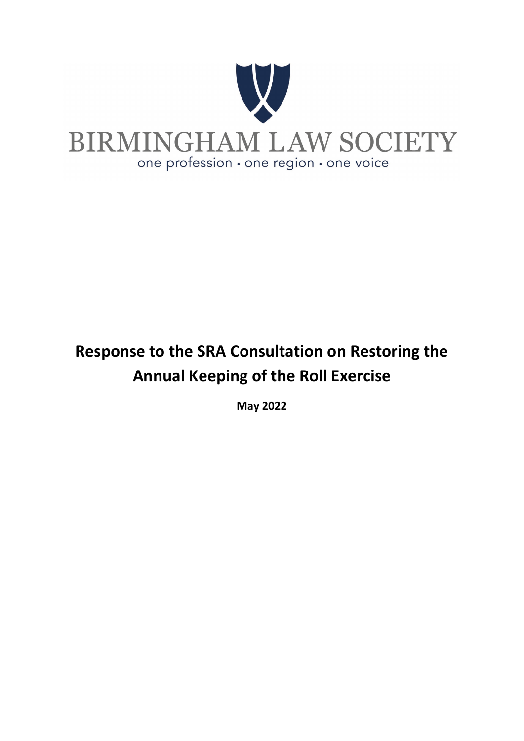BIRMINGHAM LAW SOCIETY

one profession • one region • one voice

# Response to the SRA Consultation on Restoring the Annual Keeping of the Roll Exercise

**May 2022**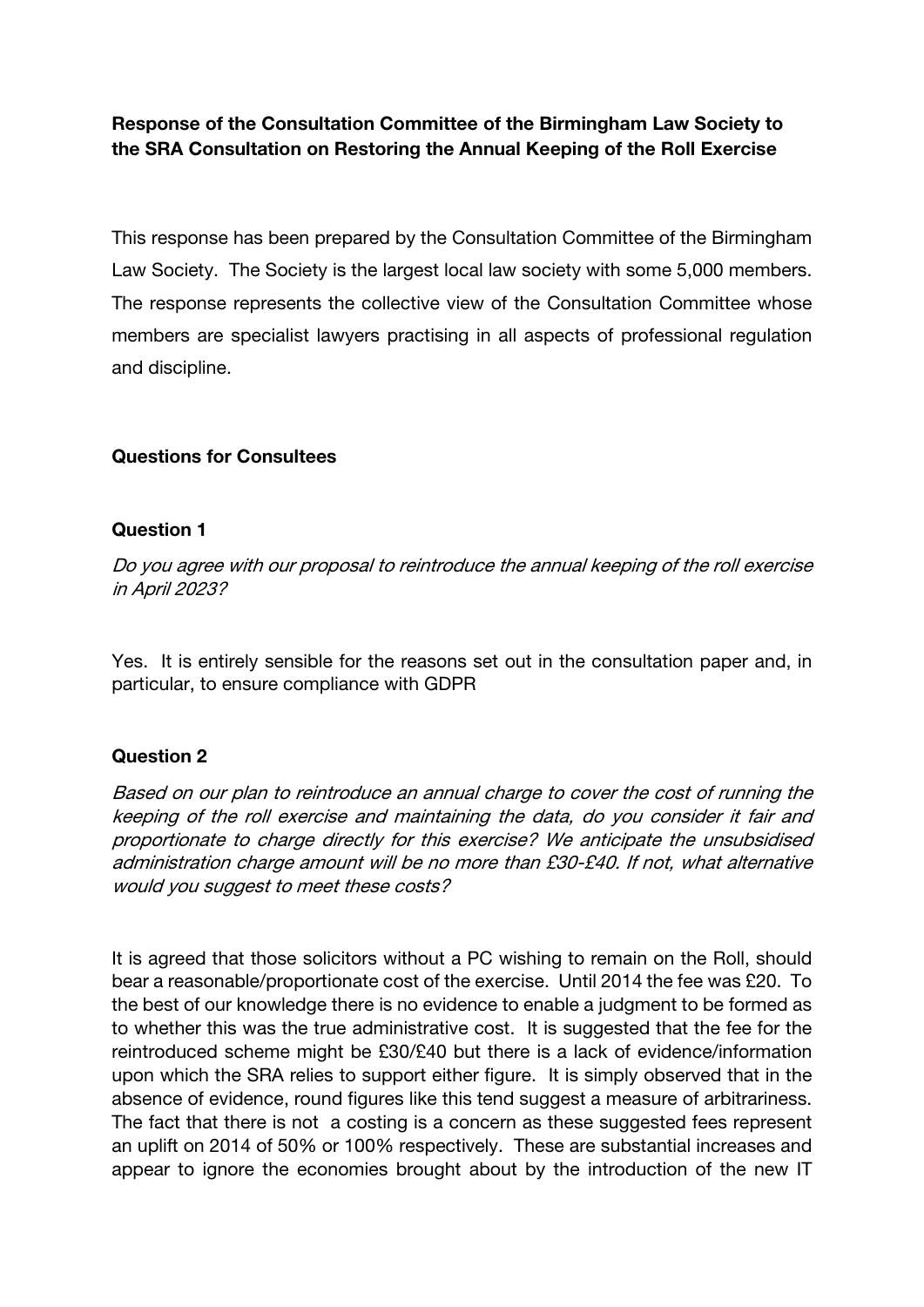**Response of the Consultation Committee of the Birmingham Law Society to the SRA Consultation on Restoring the Annual Keeping of the Roll Exercise**

This response has been prepared by the Consultation Committee of the Birmingham Law Society. The Society is the largest local law society with some 5,000 members. The response represents the collective view of the Consultation Committee whose members are specialist lawyers practising in all aspects of professional regulation and discipline.

**Questions for Consultees**

**Question 1**

*Do you agree with our proposal to reintroduce the annual keeping of the roll exercise in April 2023?*

Yes. It is entirely sensible for the reasons set out in the consultation paper and, in particular, to ensure compliance with GDPR

**Question 2**

*Based on our plan to reintroduce an annual charge to cover the cost of running the keeping of the roll exercise and maintaining the data, do you consider it fair and proportionate to charge directly for this exercise? We anticipate the unsubsidised administration charge amount will be no more than £30-£40. If not, what alternative would you suggest to meet these costs?*

It is agreed that those solicitors without a PC wishing to remain on the Roll, should bear a reasonable/proportionate cost of the exercise. Until 2014 the fee was £20. To the best of our knowledge there is no evidence to enable a judgment to be formed as to whether this was the true administrative cost. It is suggested that the fee for the reintroduced scheme might be £30/£40 but there is a lack of evidence/information upon which the SRA relies to support either figure. It is simply observed that in the absence of evidence, round figures like this tend suggest a measure of arbitrariness. The fact that there is not a costing is a concern as these suggested fees represent an uplift on 2014 of 50% or 100% respectively. These are substantial increases and appear to ignore the economies brought about by the introduction of the new IT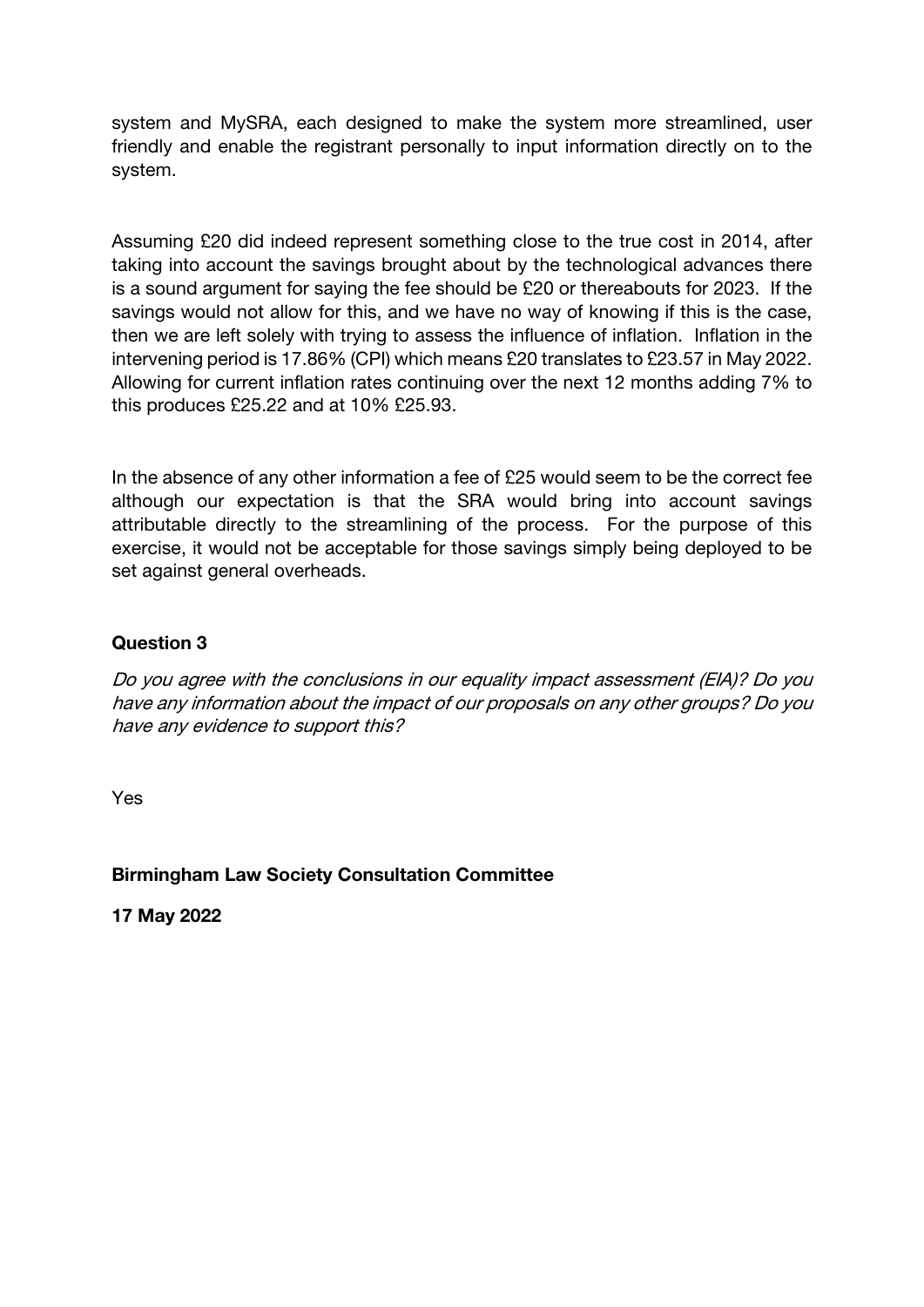system and MySRA, each designed to make the system more streamlined, user friendly and enable the registrant personally to input information directly on to the system.

Assuming £20 did indeed represent something close to the true cost in 2014, after taking into account the savings brought about by the technological advances there is a sound argument for saying the fee should be £20 or thereabouts for 2023. If the savings would not allow for this, and we have no way of knowing if this is the case, then we are left solely with trying to assess the influence of inflation. Inflation in the intervening period is 17.86% (CPI) which means £20 translates to £23.57 in May 2022. Allowing for current inflation rates continuing over the next 12 months adding 7% to this produces £25.22 and at 10% £25.93.

In the absence of any other information a fee of £25 would seem to be the correct fee although our expectation is that the SRA would bring into account savings attributable directly to the streamlining of the process. For the purpose of this exercise, it would not be acceptable for those savings simply being deployed to be set against general overheads.

### Question 3

*Do you agree with the conclusions in our equality impact assessment (EIA)? Do you have any information about the impact of our proposals on any other groups? Do you have any evidence to support this?*

Yes

**Birmingham Law Society Consultation Committee**

**17 May 2022**